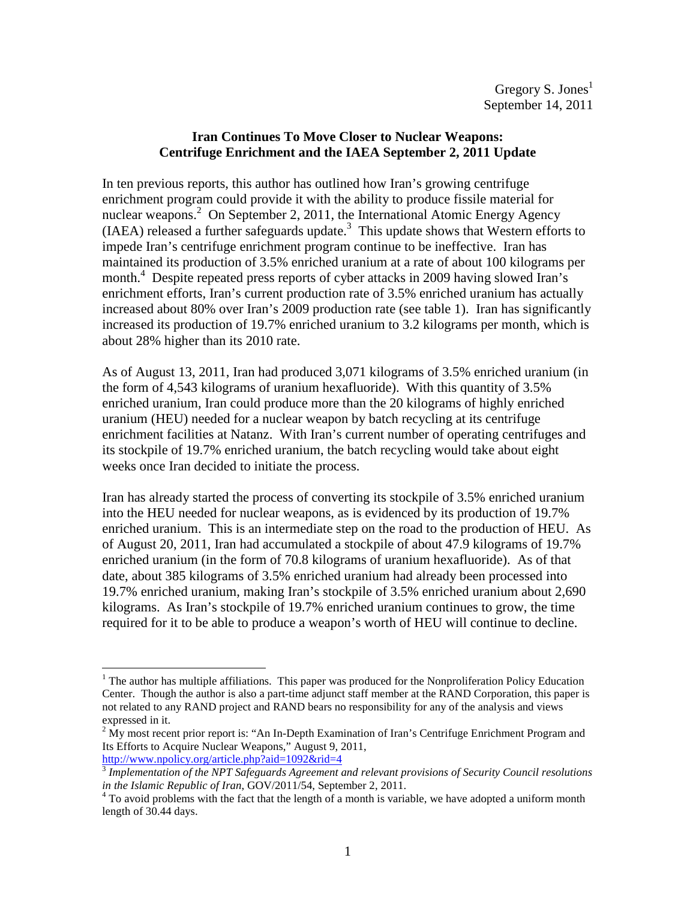Gregory S. Jones[1]
September 14, 2011

## Iran Continues To Move Closer to Nuclear Weapons: Centrifuge Enrichment and the IAEA September 2, 2011 Update

In ten previous reports, this author has outlined how Iran's growing centrifuge enrichment program could provide it with the ability to produce fissile material for nuclear weapons.[2] On September 2, 2011, the International Atomic Energy Agency (IAEA) released a further safeguards update.[3] This update shows that Western efforts to impede Iran's centrifuge enrichment program continue to be ineffective. Iran has maintained its production of 3.5% enriched uranium at a rate of about 100 kilograms per month.[4] Despite repeated press reports of cyber attacks in 2009 having slowed Iran's enrichment efforts, Iran's current production rate of 3.5% enriched uranium has actually increased about 80% over Iran's 2009 production rate (see table 1). Iran has significantly increased its production of 19.7% enriched uranium to 3.2 kilograms per month, which is about 28% higher than its 2010 rate.

As of August 13, 2011, Iran had produced 3,071 kilograms of 3.5% enriched uranium (in the form of 4,543 kilograms of uranium hexafluoride). With this quantity of 3.5% enriched uranium, Iran could produce more than the 20 kilograms of highly enriched uranium (HEU) needed for a nuclear weapon by batch recycling at its centrifuge enrichment facilities at Natanz. With Iran's current number of operating centrifuges and its stockpile of 19.7% enriched uranium, the batch recycling would take about eight weeks once Iran decided to initiate the process.

Iran has already started the process of converting its stockpile of 3.5% enriched uranium into the HEU needed for nuclear weapons, as is evidenced by its production of 19.7% enriched uranium. This is an intermediate step on the road to the production of HEU. As of August 20, 2011, Iran had accumulated a stockpile of about 47.9 kilograms of 19.7% enriched uranium (in the form of 70.8 kilograms of uranium hexafluoride). As of that date, about 385 kilograms of 3.5% enriched uranium had already been processed into 19.7% enriched uranium, making Iran's stockpile of 3.5% enriched uranium about 2,690 kilograms. As Iran's stockpile of 19.7% enriched uranium continues to grow, the time required for it to be able to produce a weapon's worth of HEU will continue to decline.

---

[1] The author has multiple affiliations. This paper was produced for the Nonproliferation Policy Education Center. Though the author is also a part-time adjunct staff member at the RAND Corporation, this paper is not related to any RAND project and RAND bears no responsibility for any of the analysis and views expressed in it.

[2] My most recent prior report is: "An In-Depth Examination of Iran's Centrifuge Enrichment Program and Its Efforts to Acquire Nuclear Weapons," August 9, 2011, http://www.npolicy.org/article.php?aid=1092&rid=4

[3] *Implementation of the NPT Safeguards Agreement and relevant provisions of Security Council resolutions in the Islamic Republic of Iran*, GOV/2011/54, September 2, 2011.

[4] To avoid problems with the fact that the length of a month is variable, we have adopted a uniform month length of 30.44 days.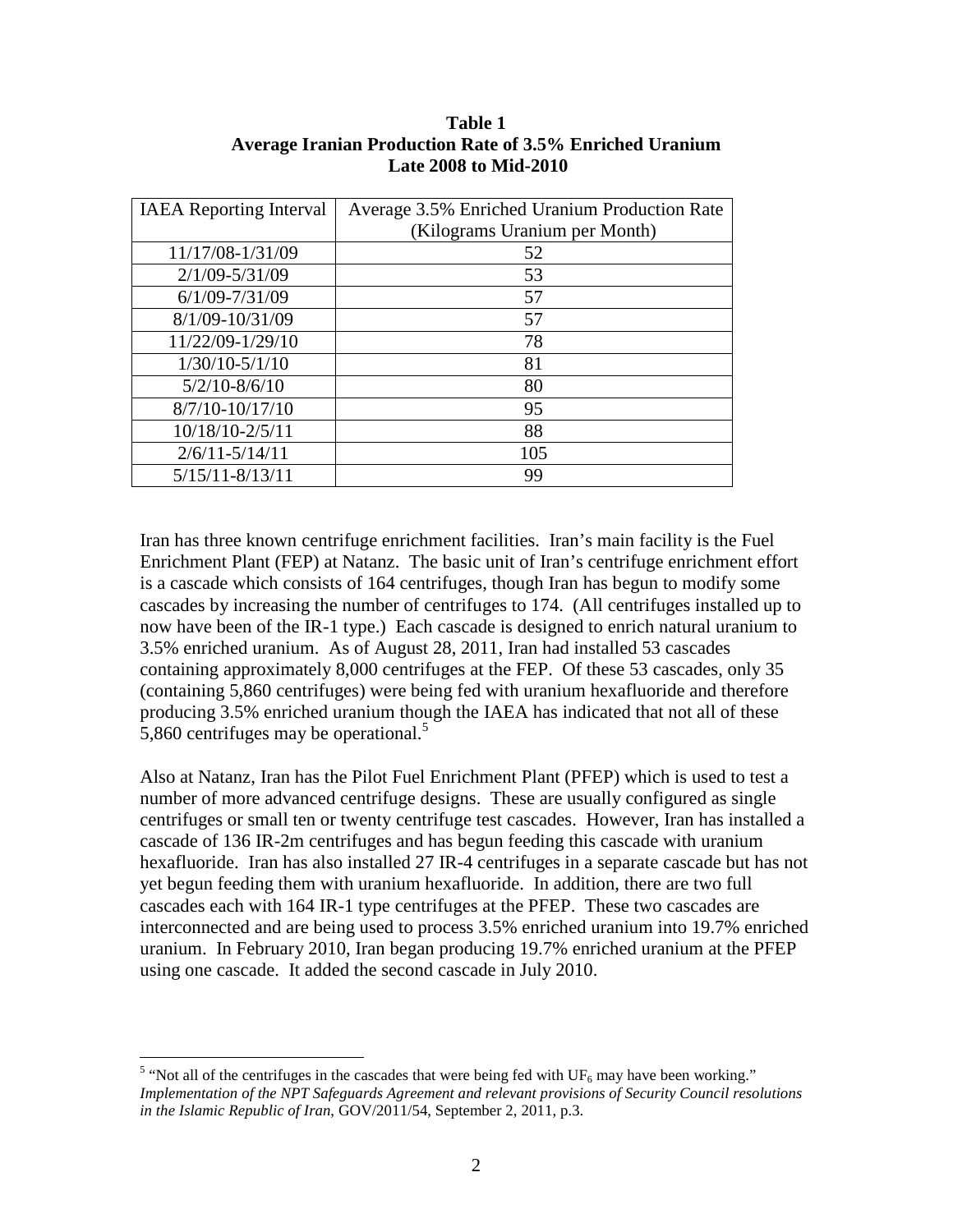**Table 1**
**Average Iranian Production Rate of 3.5% Enriched Uranium**
**Late 2008 to Mid-2010**

| IAEA Reporting Interval | Average 3.5% Enriched Uranium Production Rate (Kilograms Uranium per Month) |
|---|---|
| 11/17/08-1/31/09 | 52 |
| 2/1/09-5/31/09 | 53 |
| 6/1/09-7/31/09 | 57 |
| 8/1/09-10/31/09 | 57 |
| 11/22/09-1/29/10 | 78 |
| 1/30/10-5/1/10 | 81 |
| 5/2/10-8/6/10 | 80 |
| 8/7/10-10/17/10 | 95 |
| 10/18/10-2/5/11 | 88 |
| 2/6/11-5/14/11 | 105 |
| 5/15/11-8/13/11 | 99 |

Iran has three known centrifuge enrichment facilities. Iran's main facility is the Fuel Enrichment Plant (FEP) at Natanz. The basic unit of Iran's centrifuge enrichment effort is a cascade which consists of 164 centrifuges, though Iran has begun to modify some cascades by increasing the number of centrifuges to 174. (All centrifuges installed up to now have been of the IR-1 type.) Each cascade is designed to enrich natural uranium to 3.5% enriched uranium. As of August 28, 2011, Iran had installed 53 cascades containing approximately 8,000 centrifuges at the FEP. Of these 53 cascades, only 35 (containing 5,860 centrifuges) were being fed with uranium hexafluoride and therefore producing 3.5% enriched uranium though the IAEA has indicated that not all of these 5,860 centrifuges may be operational.[5]

Also at Natanz, Iran has the Pilot Fuel Enrichment Plant (PFEP) which is used to test a number of more advanced centrifuge designs. These are usually configured as single centrifuges or small ten or twenty centrifuge test cascades. However, Iran has installed a cascade of 136 IR-2m centrifuges and has begun feeding this cascade with uranium hexafluoride. Iran has also installed 27 IR-4 centrifuges in a separate cascade but has not yet begun feeding them with uranium hexafluoride. In addition, there are two full cascades each with 164 IR-1 type centrifuges at the PFEP. These two cascades are interconnected and are being used to process 3.5% enriched uranium into 19.7% enriched uranium. In February 2010, Iran began producing 19.7% enriched uranium at the PFEP using one cascade. It added the second cascade in July 2010.

---

[5] "Not all of the centrifuges in the cascades that were being fed with $UF_6$ may have been working." *Implementation of the NPT Safeguards Agreement and relevant provisions of Security Council resolutions in the Islamic Republic of Iran*, GOV/2011/54, September 2, 2011, p.3.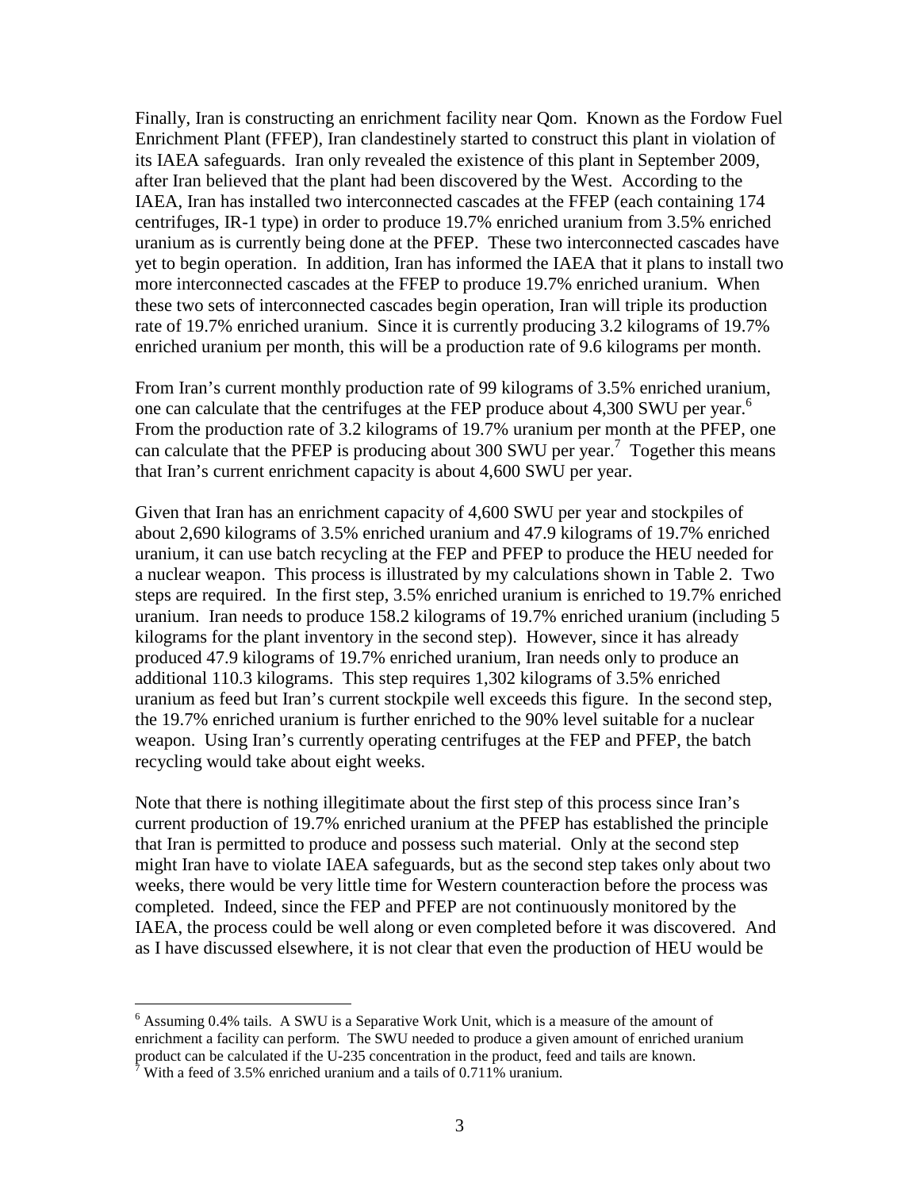Finally, Iran is constructing an enrichment facility near Qom. Known as the Fordow Fuel Enrichment Plant (FFEP), Iran clandestinely started to construct this plant in violation of its IAEA safeguards. Iran only revealed the existence of this plant in September 2009, after Iran believed that the plant had been discovered by the West. According to the IAEA, Iran has installed two interconnected cascades at the FFEP (each containing 174 centrifuges, IR-1 type) in order to produce 19.7% enriched uranium from 3.5% enriched uranium as is currently being done at the PFEP. These two interconnected cascades have yet to begin operation. In addition, Iran has informed the IAEA that it plans to install two more interconnected cascades at the FFEP to produce 19.7% enriched uranium. When these two sets of interconnected cascades begin operation, Iran will triple its production rate of 19.7% enriched uranium. Since it is currently producing 3.2 kilograms of 19.7% enriched uranium per month, this will be a production rate of 9.6 kilograms per month.

From Iran's current monthly production rate of 99 kilograms of 3.5% enriched uranium, one can calculate that the centrifuges at the FEP produce about 4,300 SWU per year.[6] From the production rate of 3.2 kilograms of 19.7% uranium per month at the PFEP, one can calculate that the PFEP is producing about 300 SWU per year.[7] Together this means that Iran's current enrichment capacity is about 4,600 SWU per year.

Given that Iran has an enrichment capacity of 4,600 SWU per year and stockpiles of about 2,690 kilograms of 3.5% enriched uranium and 47.9 kilograms of 19.7% enriched uranium, it can use batch recycling at the FEP and PFEP to produce the HEU needed for a nuclear weapon. This process is illustrated by my calculations shown in Table 2. Two steps are required. In the first step, 3.5% enriched uranium is enriched to 19.7% enriched uranium. Iran needs to produce 158.2 kilograms of 19.7% enriched uranium (including 5 kilograms for the plant inventory in the second step). However, since it has already produced 47.9 kilograms of 19.7% enriched uranium, Iran needs only to produce an additional 110.3 kilograms. This step requires 1,302 kilograms of 3.5% enriched uranium as feed but Iran's current stockpile well exceeds this figure. In the second step, the 19.7% enriched uranium is further enriched to the 90% level suitable for a nuclear weapon. Using Iran's currently operating centrifuges at the FEP and PFEP, the batch recycling would take about eight weeks.

Note that there is nothing illegitimate about the first step of this process since Iran's current production of 19.7% enriched uranium at the PFEP has established the principle that Iran is permitted to produce and possess such material. Only at the second step might Iran have to violate IAEA safeguards, but as the second step takes only about two weeks, there would be very little time for Western counteraction before the process was completed. Indeed, since the FEP and PFEP are not continuously monitored by the IAEA, the process could be well along or even completed before it was discovered. And as I have discussed elsewhere, it is not clear that even the production of HEU would be

---

[6] Assuming 0.4% tails. A SWU is a Separative Work Unit, which is a measure of the amount of enrichment a facility can perform. The SWU needed to produce a given amount of enriched uranium product can be calculated if the U-235 concentration in the product, feed and tails are known.

[7] With a feed of 3.5% enriched uranium and a tails of 0.711% uranium.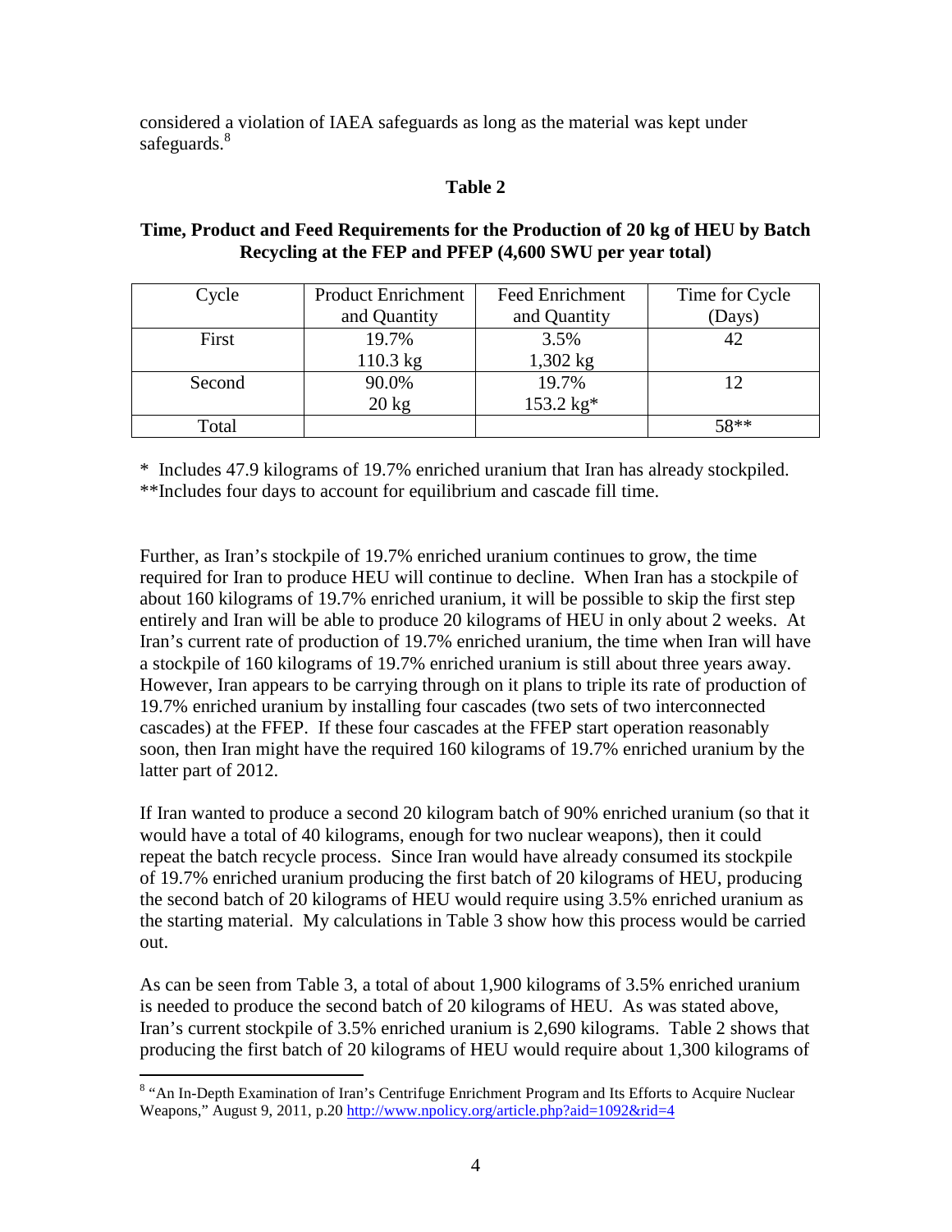considered a violation of IAEA safeguards as long as the material was kept under safeguards.[8]

**Table 2**

**Time, Product and Feed Requirements for the Production of 20 kg of HEU by Batch Recycling at the FEP and PFEP (4,600 SWU per year total)**

| Cycle | Product Enrichment and Quantity | Feed Enrichment and Quantity | Time for Cycle (Days) |
|---|---|---|---|
| First | 19.7% 110.3 kg | 3.5% 1,302 kg | 42 |
| Second | 90.0% 20 kg | 19.7% 153.2 kg* | 12 |
| Total | | | 58** |

* Includes 47.9 kilograms of 19.7% enriched uranium that Iran has already stockpiled.
**Includes four days to account for equilibrium and cascade fill time.

Further, as Iran's stockpile of 19.7% enriched uranium continues to grow, the time required for Iran to produce HEU will continue to decline. When Iran has a stockpile of about 160 kilograms of 19.7% enriched uranium, it will be possible to skip the first step entirely and Iran will be able to produce 20 kilograms of HEU in only about 2 weeks. At Iran's current rate of production of 19.7% enriched uranium, the time when Iran will have a stockpile of 160 kilograms of 19.7% enriched uranium is still about three years away. However, Iran appears to be carrying through on it plans to triple its rate of production of 19.7% enriched uranium by installing four cascades (two sets of two interconnected cascades) at the FFEP. If these four cascades at the FFEP start operation reasonably soon, then Iran might have the required 160 kilograms of 19.7% enriched uranium by the latter part of 2012.

If Iran wanted to produce a second 20 kilogram batch of 90% enriched uranium (so that it would have a total of 40 kilograms, enough for two nuclear weapons), then it could repeat the batch recycle process. Since Iran would have already consumed its stockpile of 19.7% enriched uranium producing the first batch of 20 kilograms of HEU, producing the second batch of 20 kilograms of HEU would require using 3.5% enriched uranium as the starting material. My calculations in Table 3 show how this process would be carried out.

As can be seen from Table 3, a total of about 1,900 kilograms of 3.5% enriched uranium is needed to produce the second batch of 20 kilograms of HEU. As was stated above, Iran's current stockpile of 3.5% enriched uranium is 2,690 kilograms. Table 2 shows that producing the first batch of 20 kilograms of HEU would require about 1,300 kilograms of

[8] "An In-Depth Examination of Iran's Centrifuge Enrichment Program and Its Efforts to Acquire Nuclear Weapons," August 9, 2011, p.20 http://www.npolicy.org/article.php?aid=1092&rid=4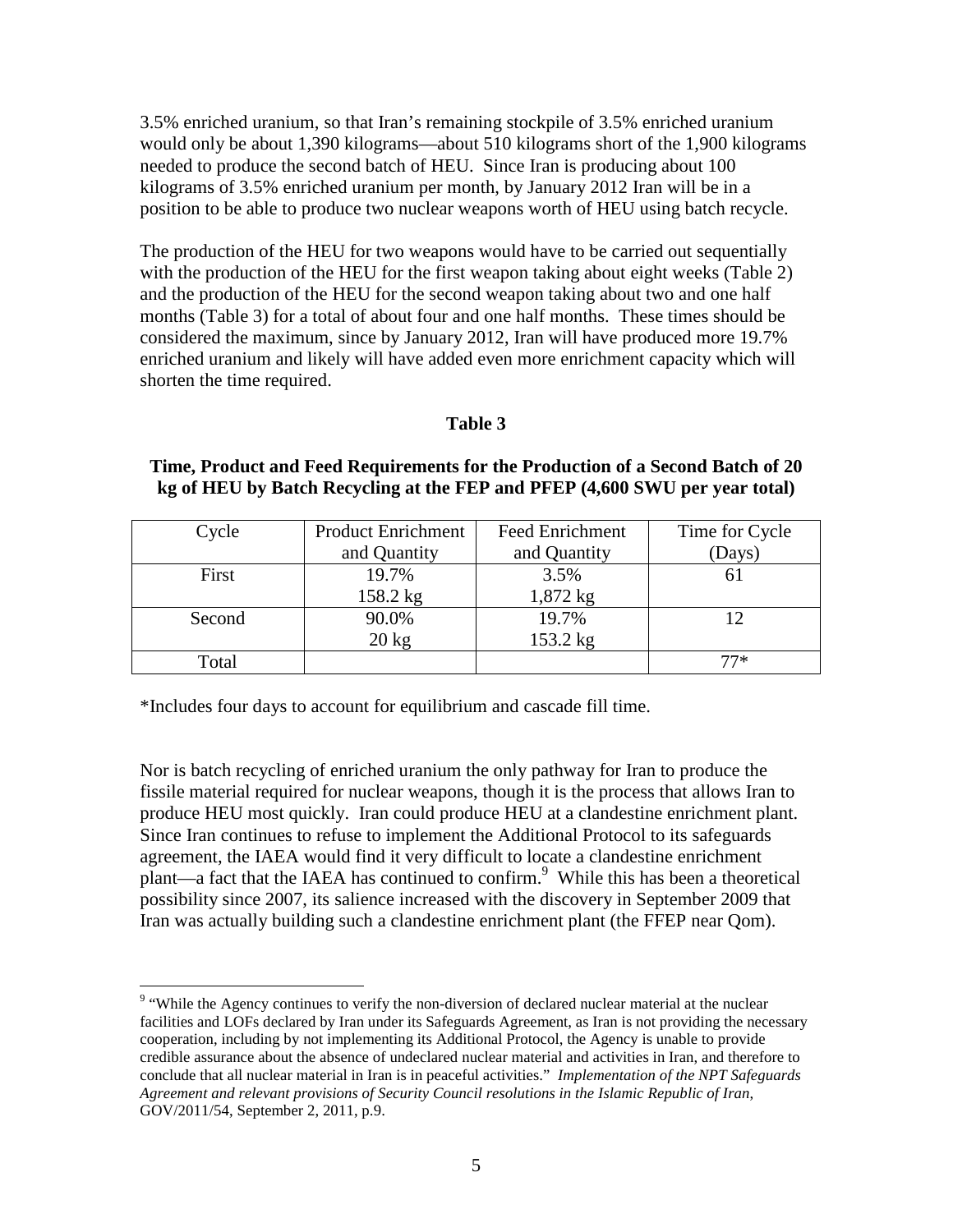3.5% enriched uranium, so that Iran's remaining stockpile of 3.5% enriched uranium would only be about 1,390 kilograms—about 510 kilograms short of the 1,900 kilograms needed to produce the second batch of HEU. Since Iran is producing about 100 kilograms of 3.5% enriched uranium per month, by January 2012 Iran will be in a position to be able to produce two nuclear weapons worth of HEU using batch recycle.

The production of the HEU for two weapons would have to be carried out sequentially with the production of the HEU for the first weapon taking about eight weeks (Table 2) and the production of the HEU for the second weapon taking about two and one half months (Table 3) for a total of about four and one half months. These times should be considered the maximum, since by January 2012, Iran will have produced more 19.7% enriched uranium and likely will have added even more enrichment capacity which will shorten the time required.

**Table 3**

**Time, Product and Feed Requirements for the Production of a Second Batch of 20 kg of HEU by Batch Recycling at the FEP and PFEP (4,600 SWU per year total)**

| Cycle | Product Enrichment and Quantity | Feed Enrichment and Quantity | Time for Cycle (Days) |
|---|---|---|---|
| First | 19.7% 158.2 kg | 3.5% 1,872 kg | 61 |
| Second | 90.0% 20 kg | 19.7% 153.2 kg | 12 |
| Total | | | 77* |

*Includes four days to account for equilibrium and cascade fill time.

Nor is batch recycling of enriched uranium the only pathway for Iran to produce the fissile material required for nuclear weapons, though it is the process that allows Iran to produce HEU most quickly. Iran could produce HEU at a clandestine enrichment plant. Since Iran continues to refuse to implement the Additional Protocol to its safeguards agreement, the IAEA would find it very difficult to locate a clandestine enrichment plant—a fact that the IAEA has continued to confirm.[9] While this has been a theoretical possibility since 2007, its salience increased with the discovery in September 2009 that Iran was actually building such a clandestine enrichment plant (the FFEP near Qom).

[9] "While the Agency continues to verify the non-diversion of declared nuclear material at the nuclear facilities and LOFs declared by Iran under its Safeguards Agreement, as Iran is not providing the necessary cooperation, including by not implementing its Additional Protocol, the Agency is unable to provide credible assurance about the absence of undeclared nuclear material and activities in Iran, and therefore to conclude that all nuclear material in Iran is in peaceful activities." *Implementation of the NPT Safeguards Agreement and relevant provisions of Security Council resolutions in the Islamic Republic of Iran,* GOV/2011/54, September 2, 2011, p.9.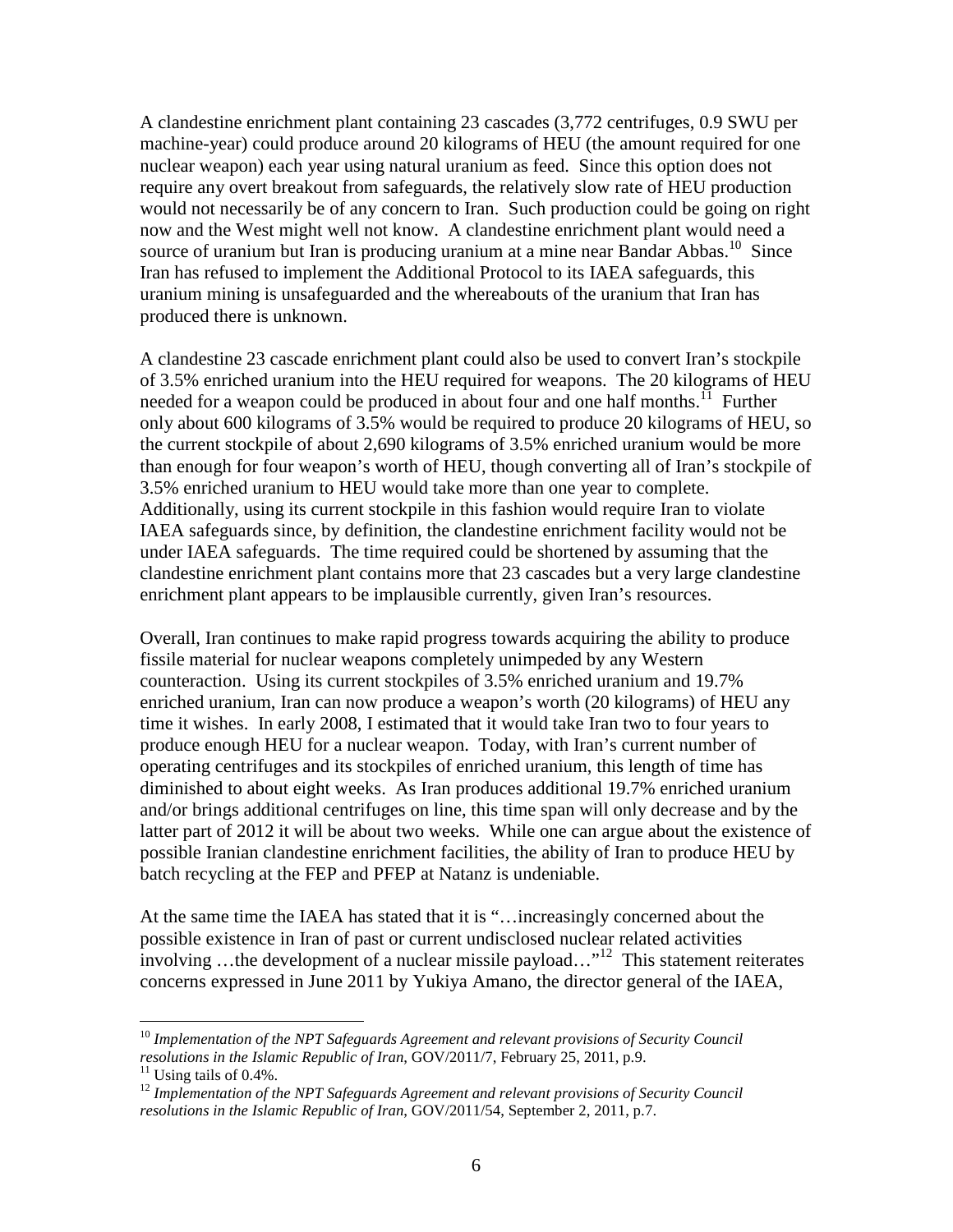A clandestine enrichment plant containing 23 cascades (3,772 centrifuges, 0.9 SWU per machine-year) could produce around 20 kilograms of HEU (the amount required for one nuclear weapon) each year using natural uranium as feed. Since this option does not require any overt breakout from safeguards, the relatively slow rate of HEU production would not necessarily be of any concern to Iran. Such production could be going on right now and the West might well not know. A clandestine enrichment plant would need a source of uranium but Iran is producing uranium at a mine near Bandar Abbas.[10] Since Iran has refused to implement the Additional Protocol to its IAEA safeguards, this uranium mining is unsafeguarded and the whereabouts of the uranium that Iran has produced there is unknown.

A clandestine 23 cascade enrichment plant could also be used to convert Iran's stockpile of 3.5% enriched uranium into the HEU required for weapons. The 20 kilograms of HEU needed for a weapon could be produced in about four and one half months.[11] Further only about 600 kilograms of 3.5% would be required to produce 20 kilograms of HEU, so the current stockpile of about 2,690 kilograms of 3.5% enriched uranium would be more than enough for four weapon's worth of HEU, though converting all of Iran's stockpile of 3.5% enriched uranium to HEU would take more than one year to complete. Additionally, using its current stockpile in this fashion would require Iran to violate IAEA safeguards since, by definition, the clandestine enrichment facility would not be under IAEA safeguards. The time required could be shortened by assuming that the clandestine enrichment plant contains more that 23 cascades but a very large clandestine enrichment plant appears to be implausible currently, given Iran's resources.

Overall, Iran continues to make rapid progress towards acquiring the ability to produce fissile material for nuclear weapons completely unimpeded by any Western counteraction. Using its current stockpiles of 3.5% enriched uranium and 19.7% enriched uranium, Iran can now produce a weapon's worth (20 kilograms) of HEU any time it wishes. In early 2008, I estimated that it would take Iran two to four years to produce enough HEU for a nuclear weapon. Today, with Iran's current number of operating centrifuges and its stockpiles of enriched uranium, this length of time has diminished to about eight weeks. As Iran produces additional 19.7% enriched uranium and/or brings additional centrifuges on line, this time span will only decrease and by the latter part of 2012 it will be about two weeks. While one can argue about the existence of possible Iranian clandestine enrichment facilities, the ability of Iran to produce HEU by batch recycling at the FEP and PFEP at Natanz is undeniable.

At the same time the IAEA has stated that it is "…increasingly concerned about the possible existence in Iran of past or current undisclosed nuclear related activities involving …the development of a nuclear missile payload…"[12] This statement reiterates concerns expressed in June 2011 by Yukiya Amano, the director general of the IAEA,

---

[10] *Implementation of the NPT Safeguards Agreement and relevant provisions of Security Council resolutions in the Islamic Republic of Iran*, GOV/2011/7, February 25, 2011, p.9.

[11] Using tails of 0.4%.

[12] *Implementation of the NPT Safeguards Agreement and relevant provisions of Security Council resolutions in the Islamic Republic of Iran*, GOV/2011/54, September 2, 2011, p.7.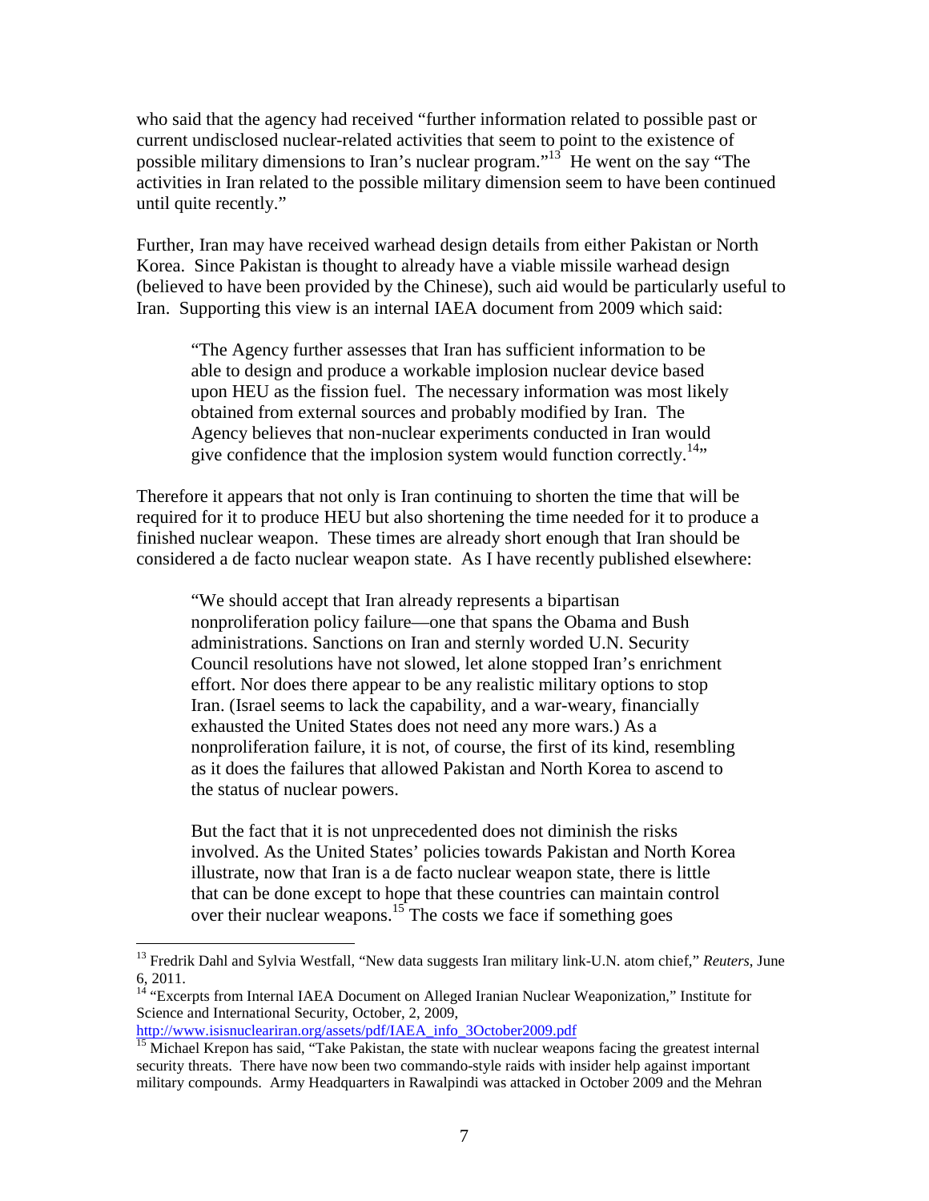who said that the agency had received "further information related to possible past or current undisclosed nuclear-related activities that seem to point to the existence of possible military dimensions to Iran's nuclear program."[13] He went on the say "The activities in Iran related to the possible military dimension seem to have been continued until quite recently."

Further, Iran may have received warhead design details from either Pakistan or North Korea. Since Pakistan is thought to already have a viable missile warhead design (believed to have been provided by the Chinese), such aid would be particularly useful to Iran. Supporting this view is an internal IAEA document from 2009 which said:

> "The Agency further assesses that Iran has sufficient information to be able to design and produce a workable implosion nuclear device based upon HEU as the fission fuel. The necessary information was most likely obtained from external sources and probably modified by Iran. The Agency believes that non-nuclear experiments conducted in Iran would give confidence that the implosion system would function correctly.[14]"

Therefore it appears that not only is Iran continuing to shorten the time that will be required for it to produce HEU but also shortening the time needed for it to produce a finished nuclear weapon. These times are already short enough that Iran should be considered a de facto nuclear weapon state. As I have recently published elsewhere:

> "We should accept that Iran already represents a bipartisan nonproliferation policy failure—one that spans the Obama and Bush administrations. Sanctions on Iran and sternly worded U.N. Security Council resolutions have not slowed, let alone stopped Iran's enrichment effort. Nor does there appear to be any realistic military options to stop Iran. (Israel seems to lack the capability, and a war-weary, financially exhausted the United States does not need any more wars.) As a nonproliferation failure, it is not, of course, the first of its kind, resembling as it does the failures that allowed Pakistan and North Korea to ascend to the status of nuclear powers.
>
> But the fact that it is not unprecedented does not diminish the risks involved. As the United States' policies towards Pakistan and North Korea illustrate, now that Iran is a de facto nuclear weapon state, there is little that can be done except to hope that these countries can maintain control over their nuclear weapons.[15] The costs we face if something goes

---

[13] Fredrik Dahl and Sylvia Westfall, "New data suggests Iran military link-U.N. atom chief," *Reuters*, June 6, 2011.

[14] "Excerpts from Internal IAEA Document on Alleged Iranian Nuclear Weaponization," Institute for Science and International Security, October, 2, 2009, http://www.isisnucleariran.org/assets/pdf/IAEA_info_3October2009.pdf

[15] Michael Krepon has said, "Take Pakistan, the state with nuclear weapons facing the greatest internal security threats. There have now been two commando-style raids with insider help against important military compounds. Army Headquarters in Rawalpindi was attacked in October 2009 and the Mehran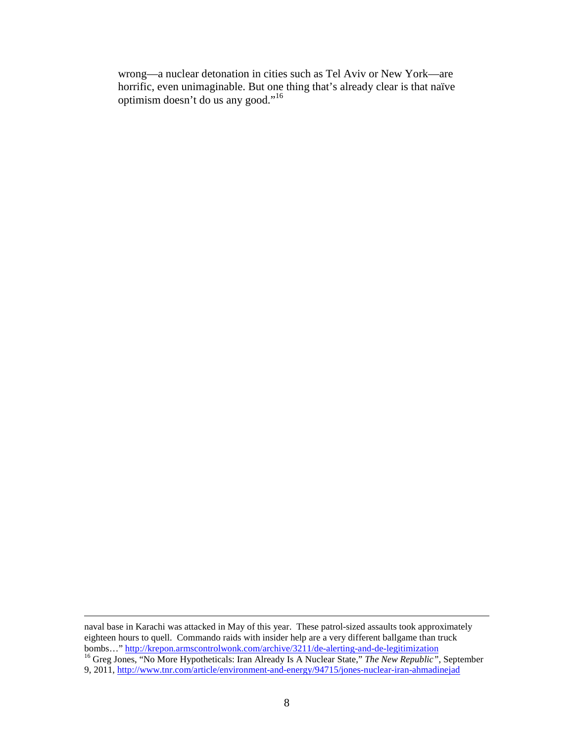wrong—a nuclear detonation in cities such as Tel Aviv or New York—are horrific, even unimaginable. But one thing that's already clear is that naïve optimism doesn't do us any good."[16]

---

naval base in Karachi was attacked in May of this year. These patrol-sized assaults took approximately eighteen hours to quell. Commando raids with insider help are a very different ballgame than truck bombs…" http://krepon.armscontrolwonk.com/archive/3211/de-alerting-and-de-legitimization

[16] Greg Jones, "No More Hypotheticals: Iran Already Is A Nuclear State," *The New Republic*", September 9, 2011, http://www.tnr.com/article/environment-and-energy/94715/jones-nuclear-iran-ahmadinejad